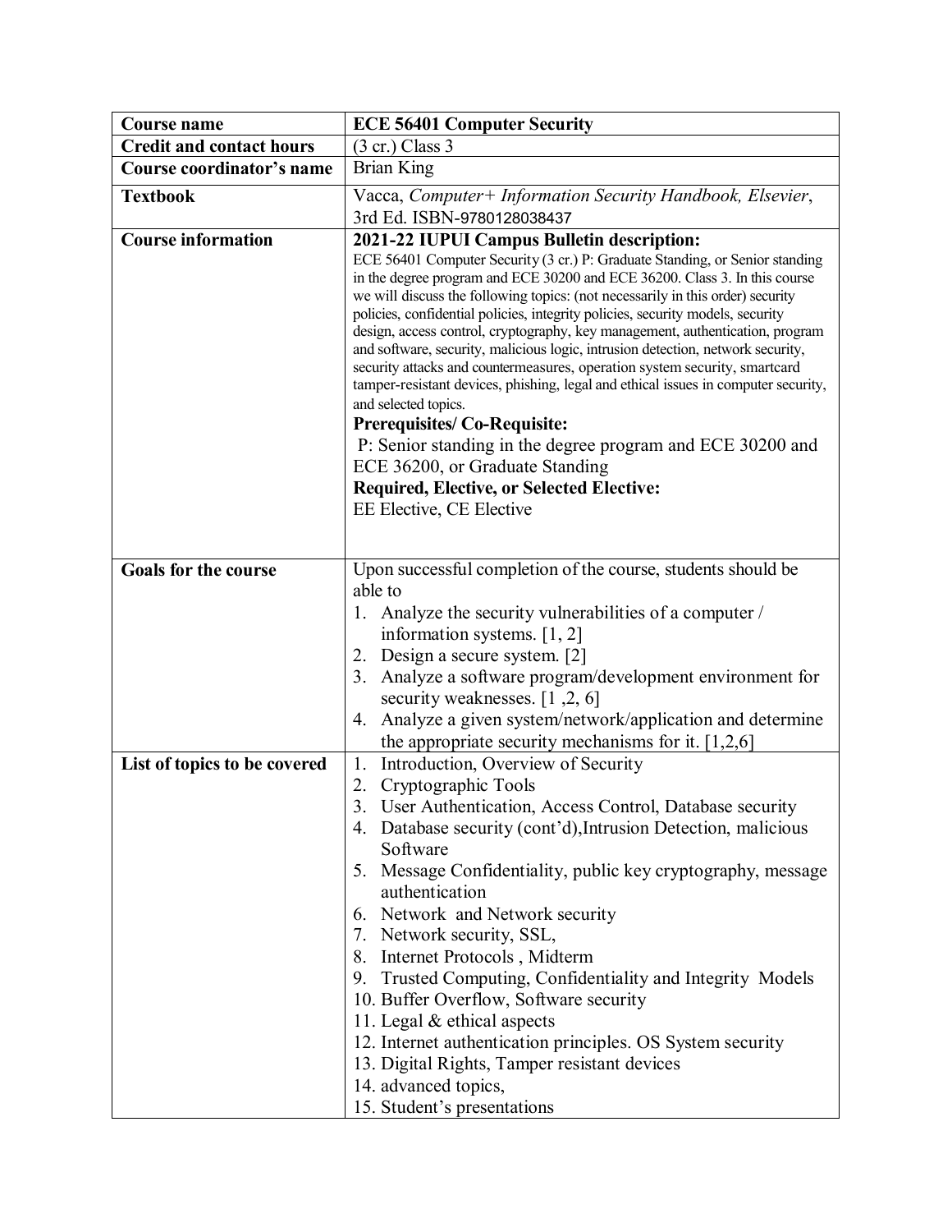| **Course name** | **ECE 56401 Computer Security** |
|---|---|
| **Credit and contact hours** | (3 cr.) Class 3 |
| **Course coordinator's name** | Brian King |
| **Textbook** | Vacca, *Computer+ Information Security Handbook, Elsevier*, 3rd Ed. ISBN-9780128038437 |
| **Course information** | **2021-22 IUPUI Campus Bulletin description:**<br>ECE 56401 Computer Security (3 cr.) P: Graduate Standing, or Senior standing in the degree program and ECE 30200 and ECE 36200. Class 3. In this course we will discuss the following topics: (not necessarily in this order) security policies, confidential policies, integrity policies, security models, security design, access control, cryptography, key management, authentication, program and software, security, malicious logic, intrusion detection, network security, security attacks and countermeasures, operation system security, smartcard tamper-resistant devices, phishing, legal and ethical issues in computer security, and selected topics.<br>**Prerequisites/ Co-Requisite:**<br>P: Senior standing in the degree program and ECE 30200 and ECE 36200, or Graduate Standing<br>**Required, Elective, or Selected Elective:**<br>EE Elective, CE Elective |
| **Goals for the course** | Upon successful completion of the course, students should be able to<br>1. Analyze the security vulnerabilities of a computer / information systems. [1, 2]<br>2. Design a secure system. [2]<br>3. Analyze a software program/development environment for security weaknesses. [1 ,2, 6]<br>4. Analyze a given system/network/application and determine the appropriate security mechanisms for it. [1,2,6] |
| **List of topics to be covered** | 1. Introduction, Overview of Security<br>2. Cryptographic Tools<br>3. User Authentication, Access Control, Database security<br>4. Database security (cont'd),Intrusion Detection, malicious Software<br>5. Message Confidentiality, public key cryptography, message authentication<br>6. Network and Network security<br>7. Network security, SSL,<br>8. Internet Protocols , Midterm<br>9. Trusted Computing, Confidentiality and Integrity Models<br>10. Buffer Overflow, Software security<br>11. Legal & ethical aspects<br>12. Internet authentication principles. OS System security<br>13. Digital Rights, Tamper resistant devices<br>14. advanced topics,<br>15. Student's presentations |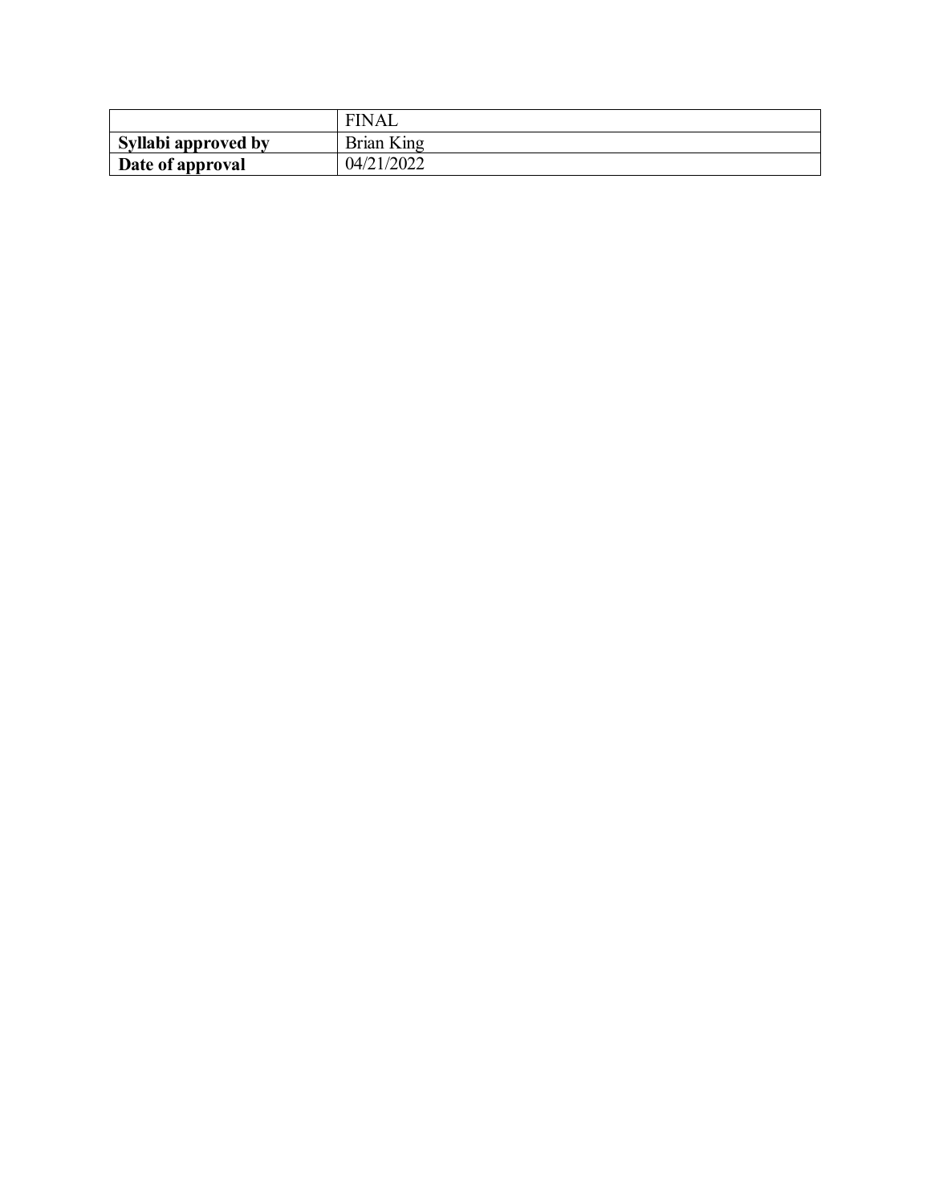| | FINAL |
|---|---|
| **Syllabi approved by** | Brian King |
| **Date of approval** | 04/21/2022 |